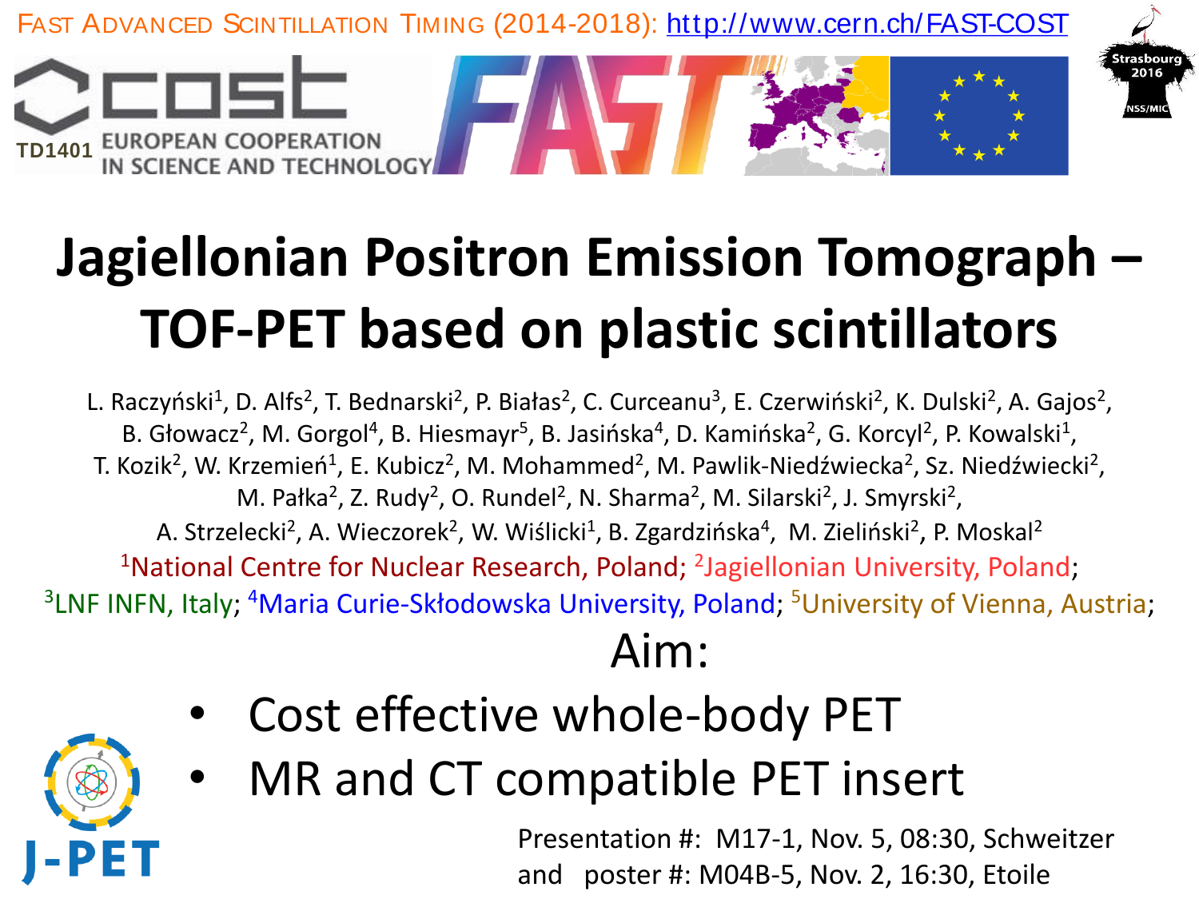FAST ADVANCED SCINTILLATION TIMING (2014-2018): http://www.cern.ch/FAST-COST

TD1401 EUROPEAN COOPERATION IN SCIENCE AND TECHNOLOGY

Strasbourg 2016 NSS/MIC

# Jagiellonian Positron Emission Tomograph – TOF-PET based on plastic scintillators

L. Raczyński[1], D. Alfs[2], T. Bednarski[2], P. Białas[2], C. Curceanu[3], E. Czerwiński[2], K. Dulski[2], A. Gajos[2], B. Głowacz[2], M. Gorgol[4], B. Hiesmayr[5], B. Jasińska[4], D. Kamińska[2], G. Korcyl[2], P. Kowalski[1], T. Kozik[2], W. Krzemień[1], E. Kubicz[2], M. Mohammed[2], M. Pawlik-Niedźwiecka[2], Sz. Niedźwiecki[2], M. Pałka[2], Z. Rudy[2], O. Rundel[2], N. Sharma[2], M. Silarski[2], J. Smyrski[2], A. Strzelecki[2], A. Wieczorek[2], W. Wiślicki[1], B. Zgardzińska[4], M. Zieliński[2], P. Moskal[2]

[1]National Centre for Nuclear Research, Poland; [2]Jagiellonian University, Poland; [3]LNF INFN, Italy; [4]Maria Curie-Skłodowska University, Poland; [5]University of Vienna, Austria;

## Aim:

- Cost effective whole-body PET
- MR and CT compatible PET insert

J-PET

Presentation #: M17-1, Nov. 5, 08:30, Schweitzer
and poster #: M04B-5, Nov. 2, 16:30, Etoile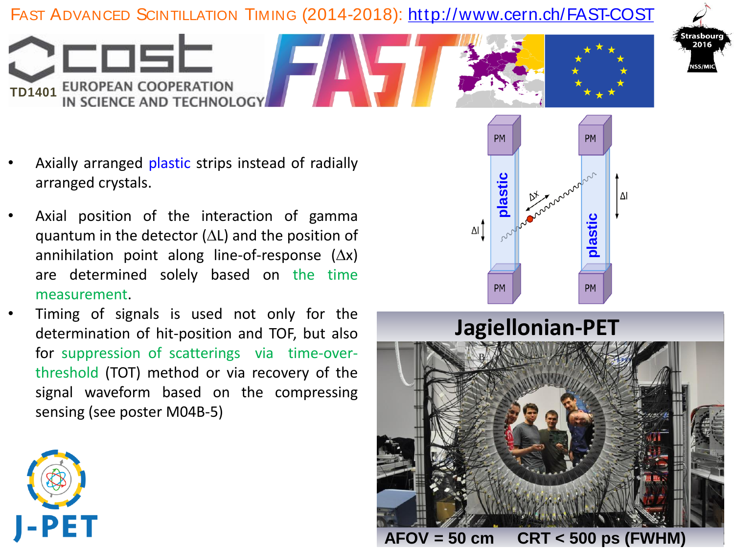- Axially arranged plastic strips instead of radially arranged crystals.
- Axial position of the interaction of gamma quantum in the detector ($\Delta$L) and the position of annihilation point along line-of-response ($\Delta$x) are determined solely based on the time measurement.
- Timing of signals is used not only for the determination of hit-position and TOF, but also for suppression of scatterings via time-over-threshold (TOT) method or via recovery of the signal waveform based on the compressing sensing (see poster M04B-5)

## Jagiellonian-PET

AFOV = 50 cm     CRT < 500 ps (FWHM)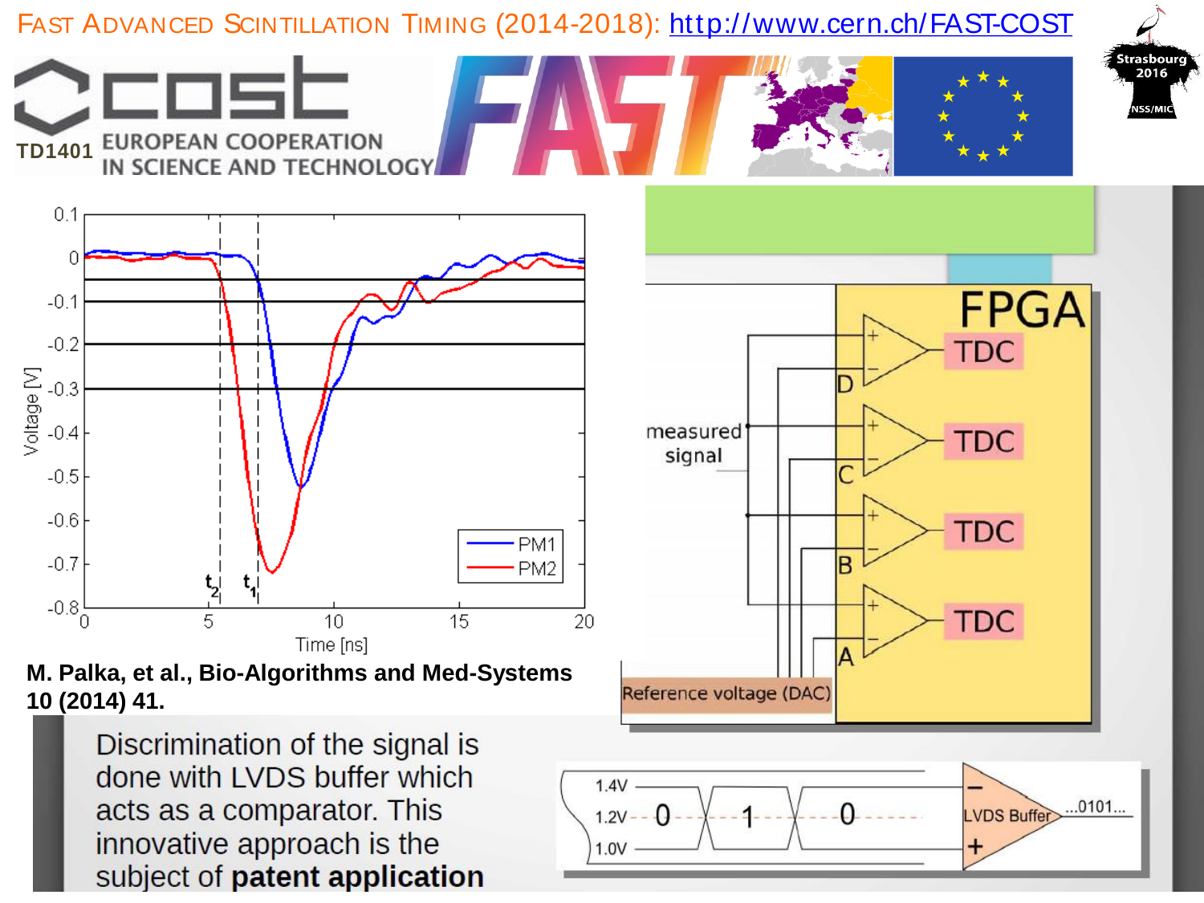M. Palka, et al., Bio-Algorithms and Med-Systems 10 (2014) 41.

Discrimination of the signal is done with LVDS buffer which acts as a comparator. This innovative approach is the subject of **patent application**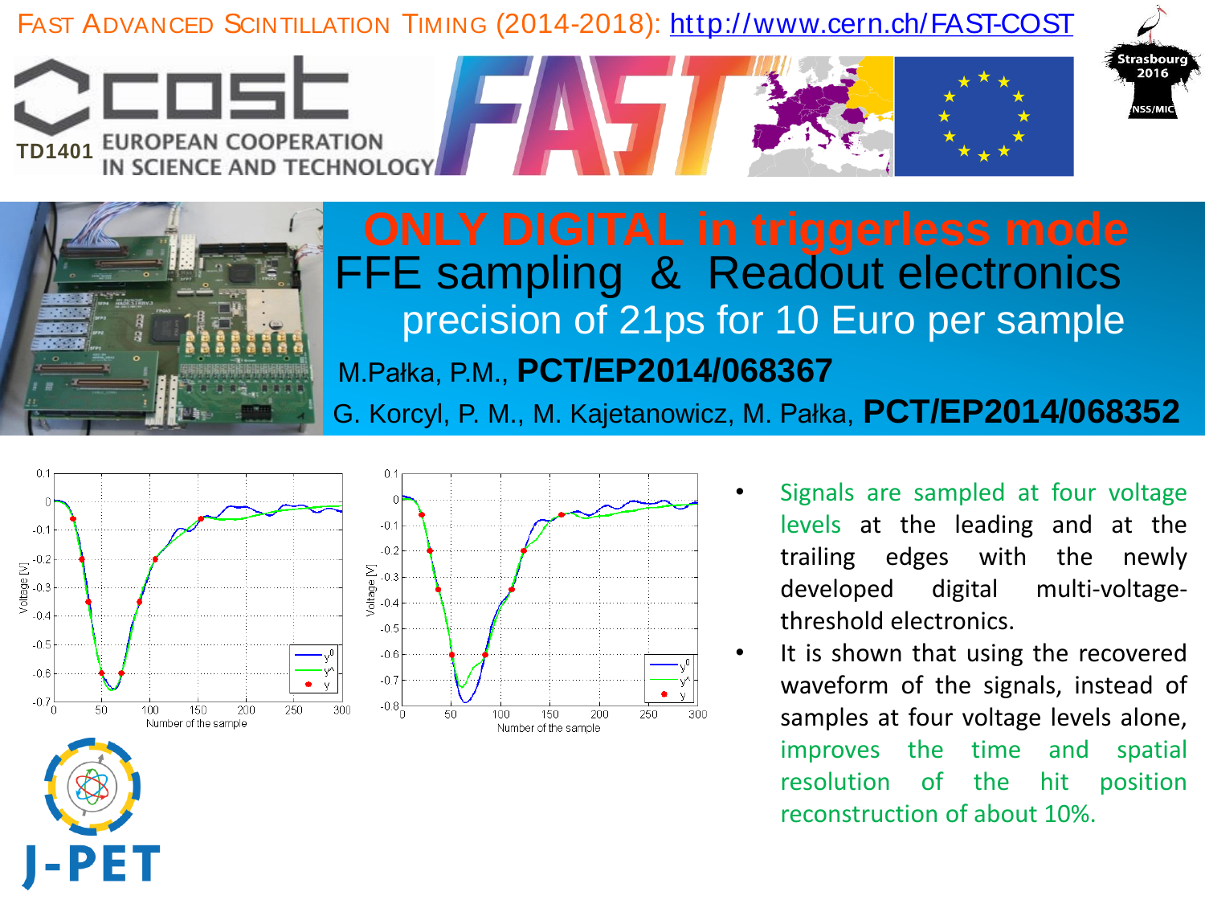FAST ADVANCED SCINTILLATION TIMING (2014-2018): http://www.cern.ch/FAST-COST

TD1401 EUROPEAN COOPERATION IN SCIENCE AND TECHNOLOGY

# ONLY DIGITAL in triggerless mode

## FFE sampling & Readout electronics

### precision of 21ps for 10 Euro per sample

M.Pałka, P.M., **PCT/EP2014/068367**

G. Korcyl, P. M., M. Kajetanowicz, M. Pałka, **PCT/EP2014/068352**

- Signals are sampled at four voltage levels at the leading and at the trailing edges with the newly developed digital multi-voltage-threshold electronics.
- It is shown that using the recovered waveform of the signals, instead of samples at four voltage levels alone, improves the time and spatial resolution of the hit position reconstruction of about 10%.

J-PET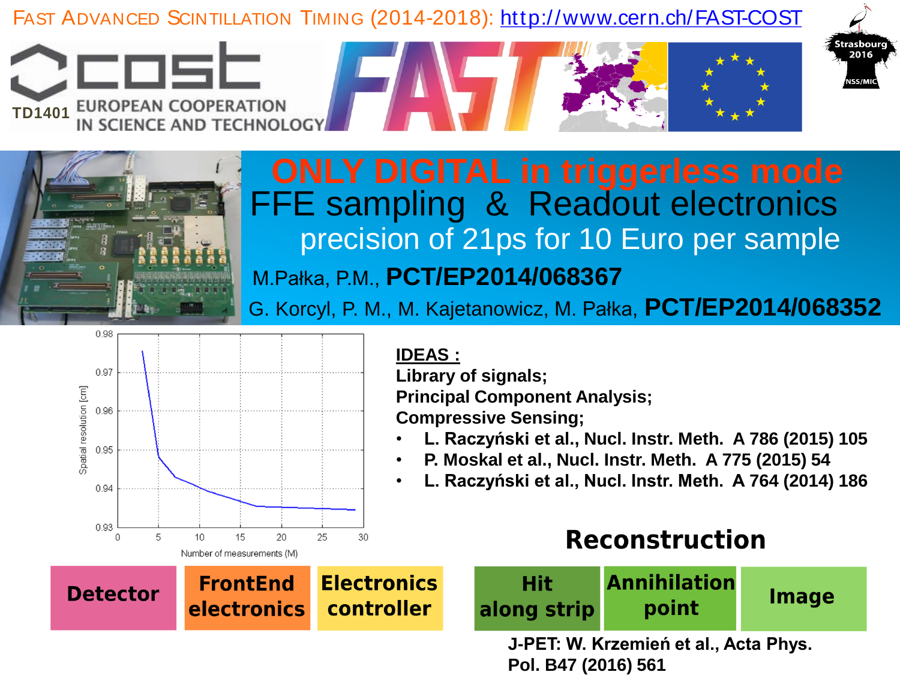FAST ADVANCED SCINTILLATION TIMING (2014-2018): http://www.cern.ch/FAST-COST

TD1401 EUROPEAN COOPERATION IN SCIENCE AND TECHNOLOGY

# ONLY DIGITAL in triggerless mode

## FFE sampling & Readout electronics

precision of 21ps for 10 Euro per sample

M.Pałka, P.M., **PCT/EP2014/068367**

G. Korcyl, P. M., M. Kajetanowicz, M. Pałka, **PCT/EP2014/068352**

**IDEAS :**

**Library of signals;**

**Principal Component Analysis;**

**Compressive Sensing;**

- **L. Raczyński et al., Nucl. Instr. Meth. A 786 (2015) 105**
- **P. Moskal et al., Nucl. Instr. Meth. A 775 (2015) 54**
- **L. Raczyński et al., Nucl. Instr. Meth. A 764 (2014) 186**

**Detector** → **FrontEnd electronics** → **Electronics controller**

## Reconstruction

**Hit along strip** → **Annihilation point** → **Image**

**J-PET: W. Krzemień et al., Acta Phys. Pol. B47 (2016) 561**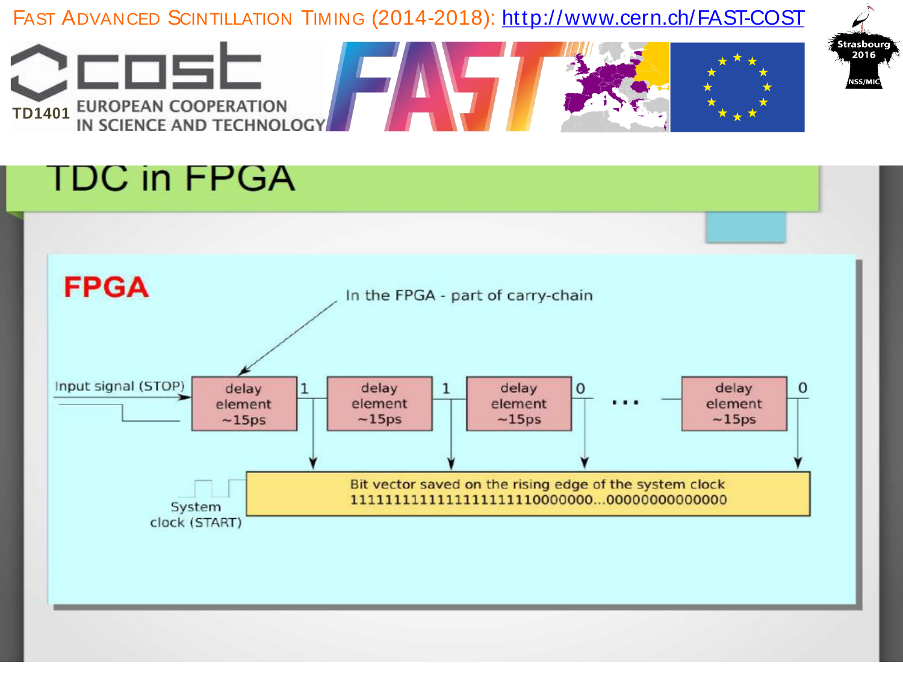# TDC in FPGA

**FPGA**

In the FPGA - part of carry-chain

Input signal (STOP)

delay element ~15ps → 1 → delay element ~15ps → 1 → delay element ~15ps → 0 → ... → delay element ~15ps → 0

System clock (START)

Bit vector saved on the rising edge of the system clock
1111111111111111111110000000...00000000000000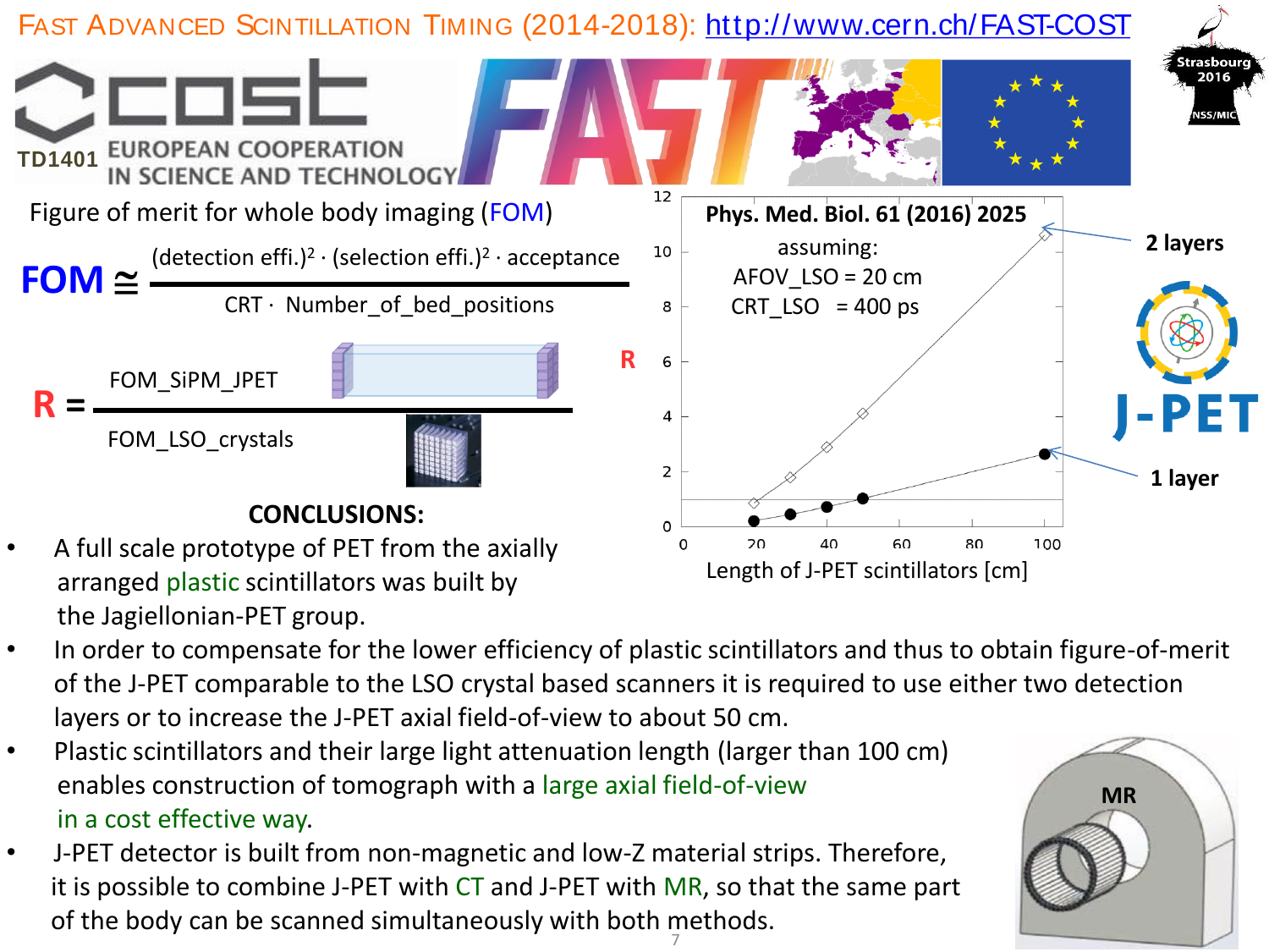FAST ADVANCED SCINTILLATION TIMING (2014-2018): http://www.cern.ch/FAST-COST

TD1401 EUROPEAN COOPERATION IN SCIENCE AND TECHNOLOGY

Strasbourg 2016 NSS/MIC

Figure of merit for whole body imaging (FOM)

$$\text{FOM} \cong \frac{(\text{detection effi.})^2 \cdot (\text{selection effi.})^2 \cdot \text{acceptance}}{\text{CRT} \cdot \text{Number\_of\_bed\_positions}}$$

$$R = \frac{\text{FOM\_SiPM\_JPET}}{\text{FOM\_LSO\_crystals}}$$

Phys. Med. Biol. 61 (2016) 2025

assuming:

AFOV_LSO = 20 cm

CRT_LSO = 400 ps

R

2 layers

1 layer

Length of J-PET scintillators [cm]

J-PET

## CONCLUSIONS:

- A full scale prototype of PET from the axially arranged plastic scintillators was built by the Jagiellonian-PET group.
- In order to compensate for the lower efficiency of plastic scintillators and thus to obtain figure-of-merit of the J-PET comparable to the LSO crystal based scanners it is required to use either two detection layers or to increase the J-PET axial field-of-view to about 50 cm.
- Plastic scintillators and their large light attenuation length (larger than 100 cm) enables construction of tomograph with a large axial field-of-view in a cost effective way.
- J-PET detector is built from non-magnetic and low-Z material strips. Therefore, it is possible to combine J-PET with CT and J-PET with MR, so that the same part of the body can be scanned simultaneously with both methods.

MR